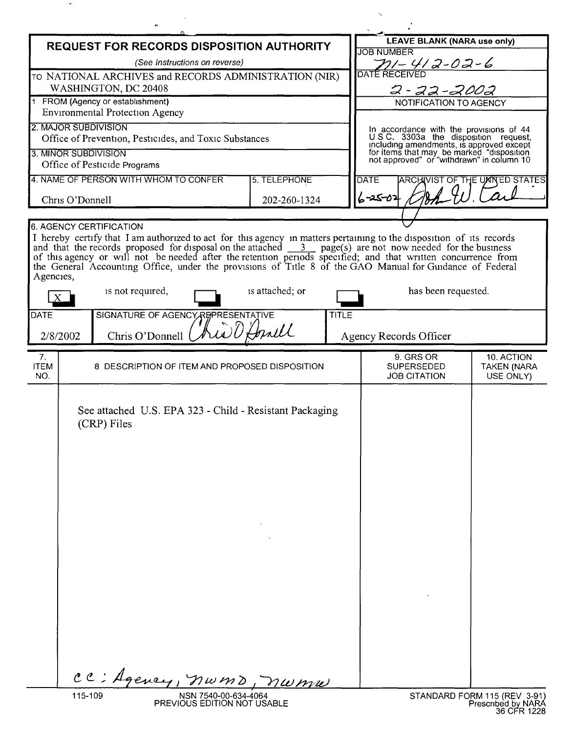# REQUEST FOR RECORDS DISPOSITION AUTHORITY

*(See Instructions on reverse)*

| | |
|---|---|
| TO NATIONAL ARCHIVES and RECORDS ADMINISTRATION (NIR) WASHINGTON, DC 20408 | **LEAVE BLANK (NARA use only)** |
| 1 FROM (Agency or establishment) Environmental Protection Agency | JOB NUMBER N1-412-02-6 |
| 2. MAJOR SUBDIVISION Office of Prevention, Pesticides, and Toxic Substances | DATE RECEIVED 2-22-2002 |
| 3. MINOR SUBDIVISION Office of Pesticide Programs | NOTIFICATION TO AGENCY: In accordance with the provisions of 44 U.S.C. 3303a the disposition request, including amendments, is approved except for items that may be marked "disposition not approved" or "withdrawn" in column 10 |
| 4. NAME OF PERSON WITH WHOM TO CONFER: Chris O'Donnell — 5. TELEPHONE: 202-260-1324 | DATE: 6-25-02 — ARCHIVIST OF THE UNITED STATES: John W. Carlin |

**6. AGENCY CERTIFICATION**

I hereby certify that I am authorized to act for this agency in matters pertaining to the disposition of its records and that the records proposed for disposal on the attached 3 page(s) are not now needed for the business of this agency or will not be needed after the retention periods specified; and that written concurrence from the General Accounting Office, under the provisions of Title 8 of the GAO Manual for Guidance of Federal Agencies,

[X] is not required, [ ] is attached; or [ ] has been requested.

| DATE | SIGNATURE OF AGENCY REPRESENTATIVE | TITLE |
|---|---|---|
| 2/8/2002 | Chris O'Donnell | Agency Records Officer |

| 7. ITEM NO. | 8 DESCRIPTION OF ITEM AND PROPOSED DISPOSITION | 9. GRS OR SUPERSEDED JOB CITATION | 10. ACTION TAKEN (NARA USE ONLY) |
|---|---|---|---|
| | See attached U.S. EPA 323 - Child - Resistant Packaging (CRP) Files | | |

cc: Agency, NWMD, NWMW

115-109 NSN 7540-00-634-4064 PREVIOUS EDITION NOT USABLE

STANDARD FORM 115 (REV 3-91) Prescribed by NARA 36 CFR 1228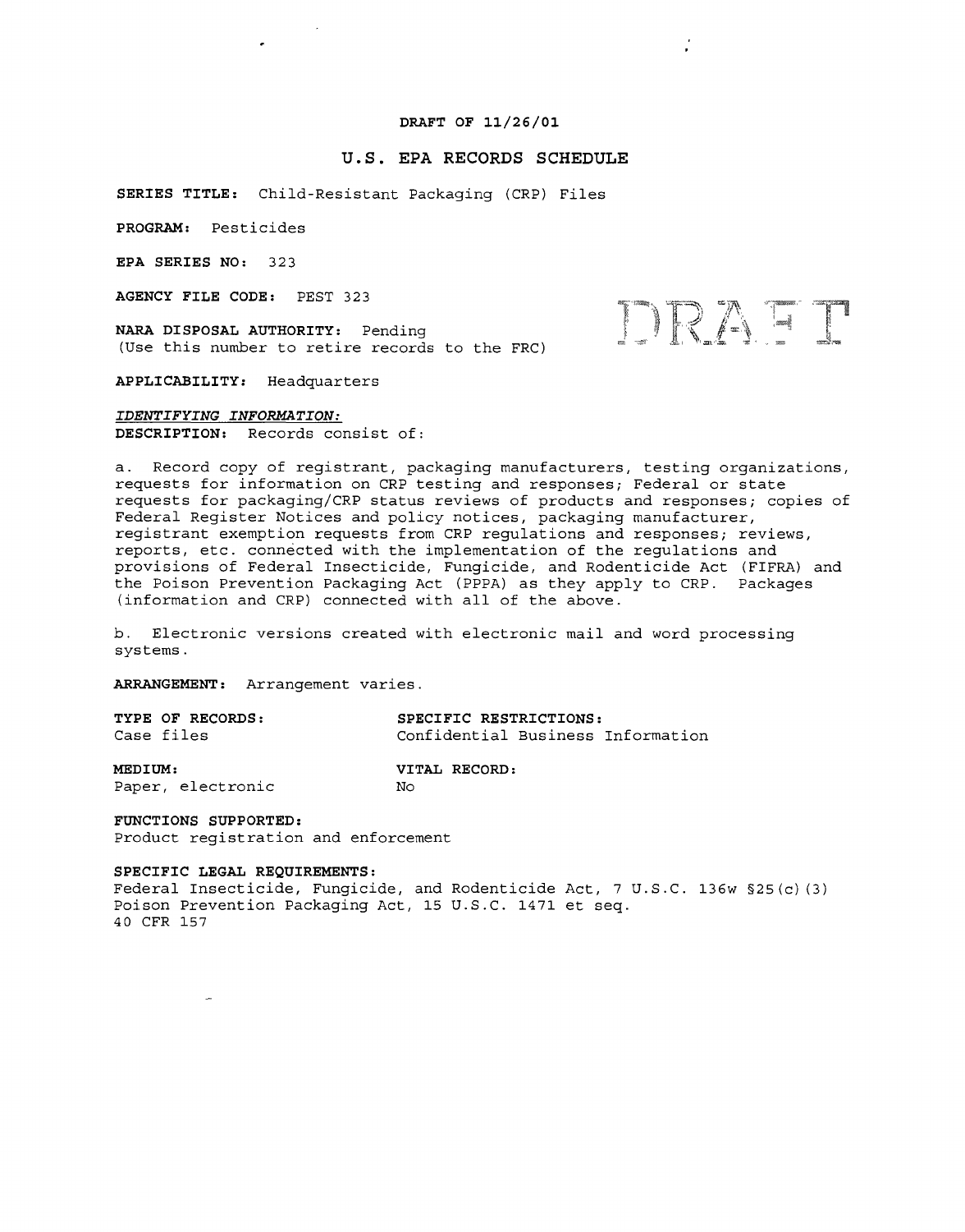**DRAFT OF 11/26/01**

# U.S. EPA RECORDS SCHEDULE

DRAFT

**SERIES TITLE:** Child-Resistant Packaging (CRP) Files

**PROGRAM:** Pesticides

**EPA SERIES NO:** 323

**AGENCY FILE CODE:** PEST 323

**NARA DISPOSAL AUTHORITY:** Pending
(Use this number to retire records to the FRC)

**APPLICABILITY:** Headquarters

***IDENTIFYING INFORMATION:***

**DESCRIPTION:** Records consist of:

a. Record copy of registrant, packaging manufacturers, testing organizations, requests for information on CRP testing and responses; Federal or state requests for packaging/CRP status reviews of products and responses; copies of Federal Register Notices and policy notices, packaging manufacturer, registrant exemption requests from CRP regulations and responses; reviews, reports, etc. connected with the implementation of the regulations and provisions of Federal Insecticide, Fungicide, and Rodenticide Act (FIFRA) and the Poison Prevention Packaging Act (PPPA) as they apply to CRP. Packages (information and CRP) connected with all of the above.

b. Electronic versions created with electronic mail and word processing systems.

**ARRANGEMENT:** Arrangement varies.

**TYPE OF RECORDS:**
Case files

**SPECIFIC RESTRICTIONS:**
Confidential Business Information

**MEDIUM:**
Paper, electronic

**VITAL RECORD:**
No

**FUNCTIONS SUPPORTED:**
Product registration and enforcement

**SPECIFIC LEGAL REQUIREMENTS:**
Federal Insecticide, Fungicide, and Rodenticide Act, 7 U.S.C. 136w §25(c)(3)
Poison Prevention Packaging Act, 15 U.S.C. 1471 et seq.
40 CFR 157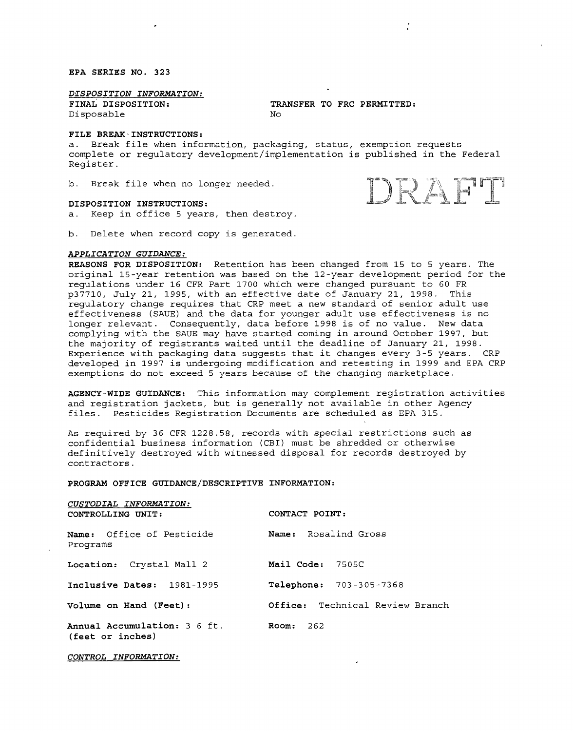**EPA SERIES NO. 323**

*DISPOSITION INFORMATION:*

**FINAL DISPOSITION:**
Disposable

**TRANSFER TO FRC PERMITTED:**
No

**FILE BREAK INSTRUCTIONS:**

a. Break file when information, packaging, status, exemption requests complete or regulatory development/implementation is published in the Federal Register.

b. Break file when no longer needed.

DRAFT

**DISPOSITION INSTRUCTIONS:**

a. Keep in office 5 years, then destroy.

b. Delete when record copy is generated.

*APPLICATION GUIDANCE:*

**REASONS FOR DISPOSITION:** Retention has been changed from 15 to 5 years. The original 15-year retention was based on the 12-year development period for the regulations under 16 CFR Part 1700 which were changed pursuant to 60 FR p37710, July 21, 1995, with an effective date of January 21, 1998. This regulatory change requires that CRP meet a new standard of senior adult use effectiveness (SAUE) and the data for younger adult use effectiveness is no longer relevant. Consequently, data before 1998 is of no value. New data complying with the SAUE may have started coming in around October 1997, but the majority of registrants waited until the deadline of January 21, 1998. Experience with packaging data suggests that it changes every 3-5 years. CRP developed in 1997 is undergoing modification and retesting in 1999 and EPA CRP exemptions do not exceed 5 years because of the changing marketplace.

**AGENCY-WIDE GUIDANCE:** This information may complement registration activities and registration jackets, but is generally not available in other Agency files. Pesticides Registration Documents are scheduled as EPA 315.

As required by 36 CFR 1228.58, records with special restrictions such as confidential business information (CBI) must be shredded or otherwise definitively destroyed with witnessed disposal for records destroyed by contractors.

**PROGRAM OFFICE GUIDANCE/DESCRIPTIVE INFORMATION:**

*CUSTODIAL INFORMATION:*

| **CONTROLLING UNIT:** | **CONTACT POINT:** |
|---|---|
| **Name:** Office of Pesticide Programs | **Name:** Rosalind Gross |
| **Location:** Crystal Mall 2 | **Mail Code:** 7505C |
| **Inclusive Dates:** 1981-1995 | **Telephone:** 703-305-7368 |
| **Volume on Hand (Feet):** | **Office:** Technical Review Branch |
| **Annual Accumulation:** 3-6 ft. (feet or inches) | **Room:** 262 |

*CONTROL INFORMATION:*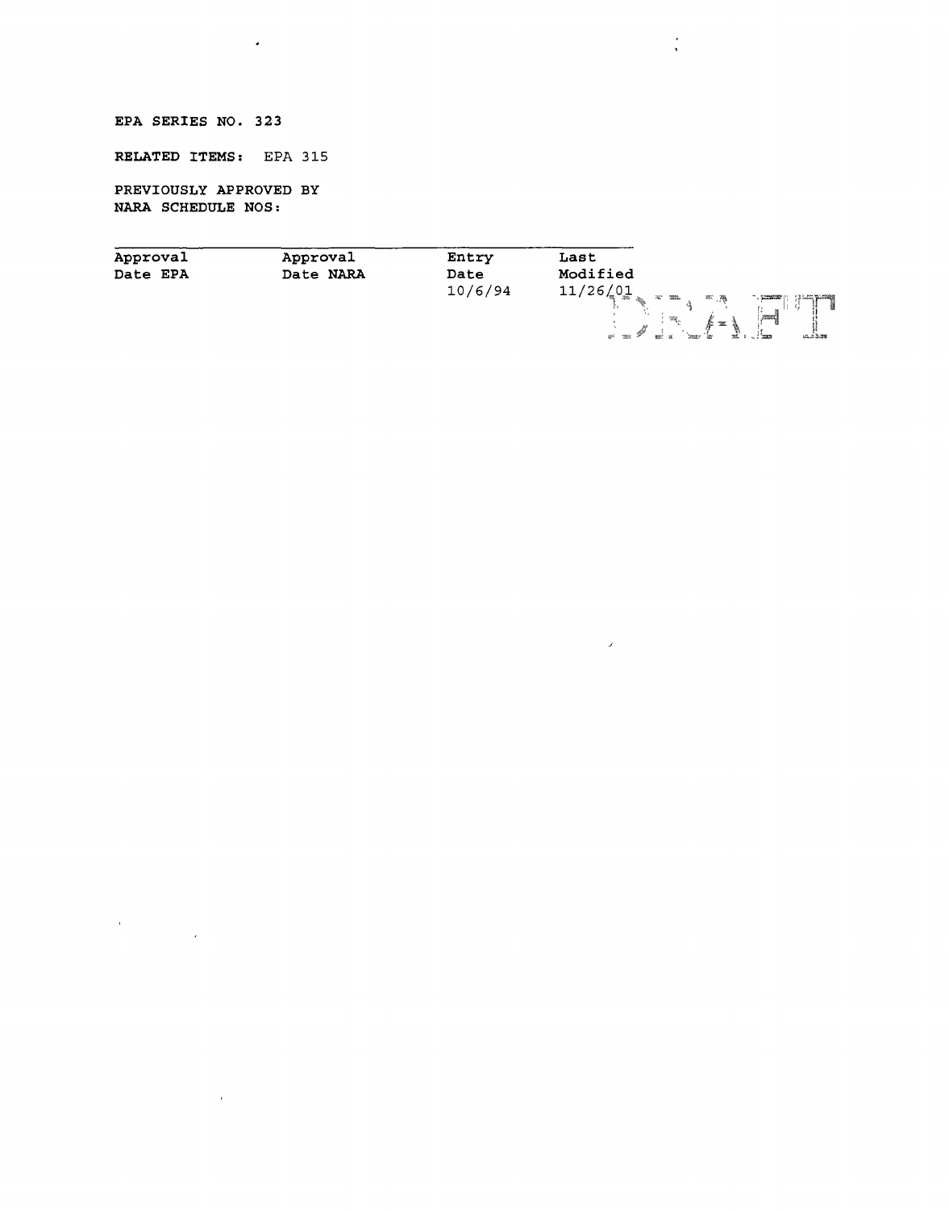**EPA SERIES NO. 323**

**RELATED ITEMS:** EPA 315

**PREVIOUSLY APPROVED BY NARA SCHEDULE NOS:**

| Approval Date EPA | Approval Date NARA | Entry Date | Last Modified |
|---|---|---|---|
| | | 10/6/94 | 11/26/01 |

DRAFT